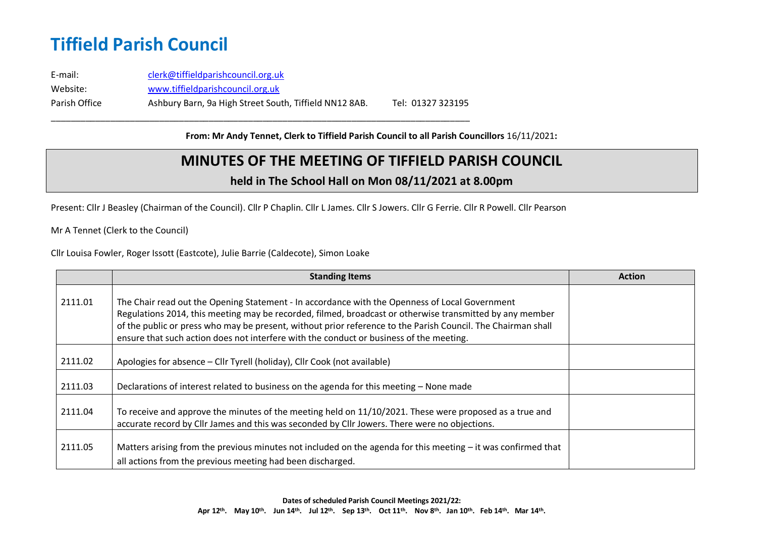# Tiffield Parish Council

E-mail: clerk@tiffieldparishcouncil.org.uk
Website: www.tiffieldparishcouncil.org.uk
Parish Office Ashbury Barn, 9a High Street South, Tiffield NN12 8AB. Tel: 01327 323195

---

**From: Mr Andy Tennet, Clerk to Tiffield Parish Council to all Parish Councillors** 16/11/2021**:**

## MINUTES OF THE MEETING OF TIFFIELD PARISH COUNCIL

### held in The School Hall on Mon 08/11/2021 at 8.00pm

Present: Cllr J Beasley (Chairman of the Council). Cllr P Chaplin. Cllr L James. Cllr S Jowers. Cllr G Ferrie. Cllr R Powell. Cllr Pearson

Mr A Tennet (Clerk to the Council)

Cllr Louisa Fowler, Roger Issott (Eastcote), Julie Barrie (Caldecote), Simon Loake

| | **Standing Items** | **Action** |
|---|---|---|
| 2111.01 | The Chair read out the Opening Statement - In accordance with the Openness of Local Government Regulations 2014, this meeting may be recorded, filmed, broadcast or otherwise transmitted by any member of the public or press who may be present, without prior reference to the Parish Council. The Chairman shall ensure that such action does not interfere with the conduct or business of the meeting. | |
| 2111.02 | Apologies for absence – Cllr Tyrell (holiday), Cllr Cook (not available) | |
| 2111.03 | Declarations of interest related to business on the agenda for this meeting – None made | |
| 2111.04 | To receive and approve the minutes of the meeting held on 11/10/2021. These were proposed as a true and accurate record by Cllr James and this was seconded by Cllr Jowers. There were no objections. | |
| 2111.05 | Matters arising from the previous minutes not included on the agenda for this meeting – it was confirmed that all actions from the previous meeting had been discharged. | |

**Dates of scheduled Parish Council Meetings 2021/22:**
**Apr 12th. May 10th. Jun 14th. Jul 12th. Sep 13th. Oct 11th. Nov 8th. Jan 10th. Feb 14th. Mar 14th.**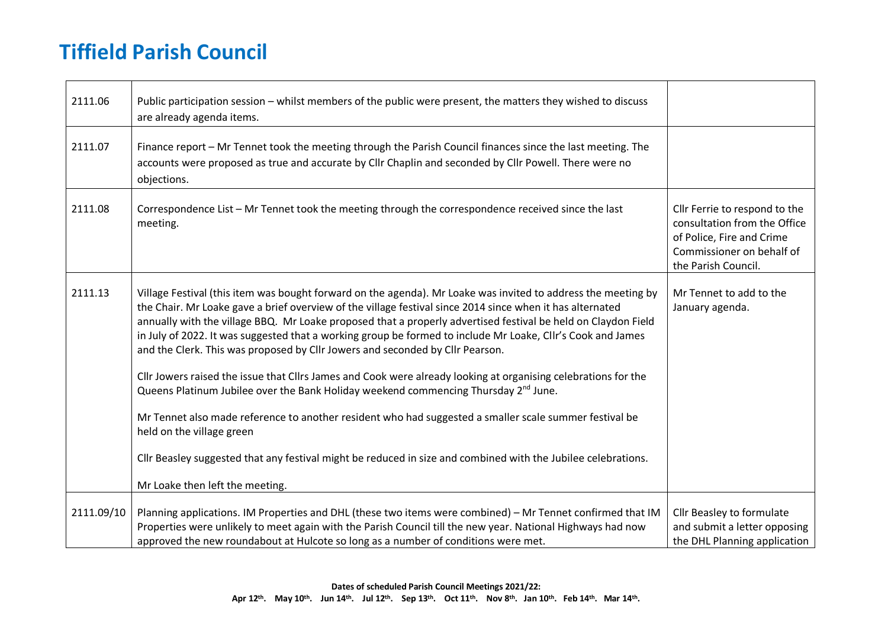# Tiffield Parish Council

| | | |
|---|---|---|
| 2111.06 | Public participation session – whilst members of the public were present, the matters they wished to discuss are already agenda items. | |
| 2111.07 | Finance report – Mr Tennet took the meeting through the Parish Council finances since the last meeting. The accounts were proposed as true and accurate by Cllr Chaplin and seconded by Cllr Powell. There were no objections. | |
| 2111.08 | Correspondence List – Mr Tennet took the meeting through the correspondence received since the last meeting. | Cllr Ferrie to respond to the consultation from the Office of Police, Fire and Crime Commissioner on behalf of the Parish Council. |
| 2111.13 | Village Festival (this item was bought forward on the agenda). Mr Loake was invited to address the meeting by the Chair. Mr Loake gave a brief overview of the village festival since 2014 since when it has alternated annually with the village BBQ. Mr Loake proposed that a properly advertised festival be held on Claydon Field in July of 2022. It was suggested that a working group be formed to include Mr Loake, Cllr's Cook and James and the Clerk. This was proposed by Cllr Jowers and seconded by Cllr Pearson.<br><br>Cllr Jowers raised the issue that Cllrs James and Cook were already looking at organising celebrations for the Queens Platinum Jubilee over the Bank Holiday weekend commencing Thursday 2nd June.<br><br>Mr Tennet also made reference to another resident who had suggested a smaller scale summer festival be held on the village green<br><br>Cllr Beasley suggested that any festival might be reduced in size and combined with the Jubilee celebrations.<br><br>Mr Loake then left the meeting. | Mr Tennet to add to the January agenda. |
| 2111.09/10 | Planning applications. IM Properties and DHL (these two items were combined) – Mr Tennet confirmed that IM Properties were unlikely to meet again with the Parish Council till the new year. National Highways had now approved the new roundabout at Hulcote so long as a number of conditions were met. | Cllr Beasley to formulate and submit a letter opposing the DHL Planning application |

**Dates of scheduled Parish Council Meetings 2021/22:**
**Apr 12th. May 10th. Jun 14th. Jul 12th. Sep 13th. Oct 11th. Nov 8th. Jan 10th. Feb 14th. Mar 14th.**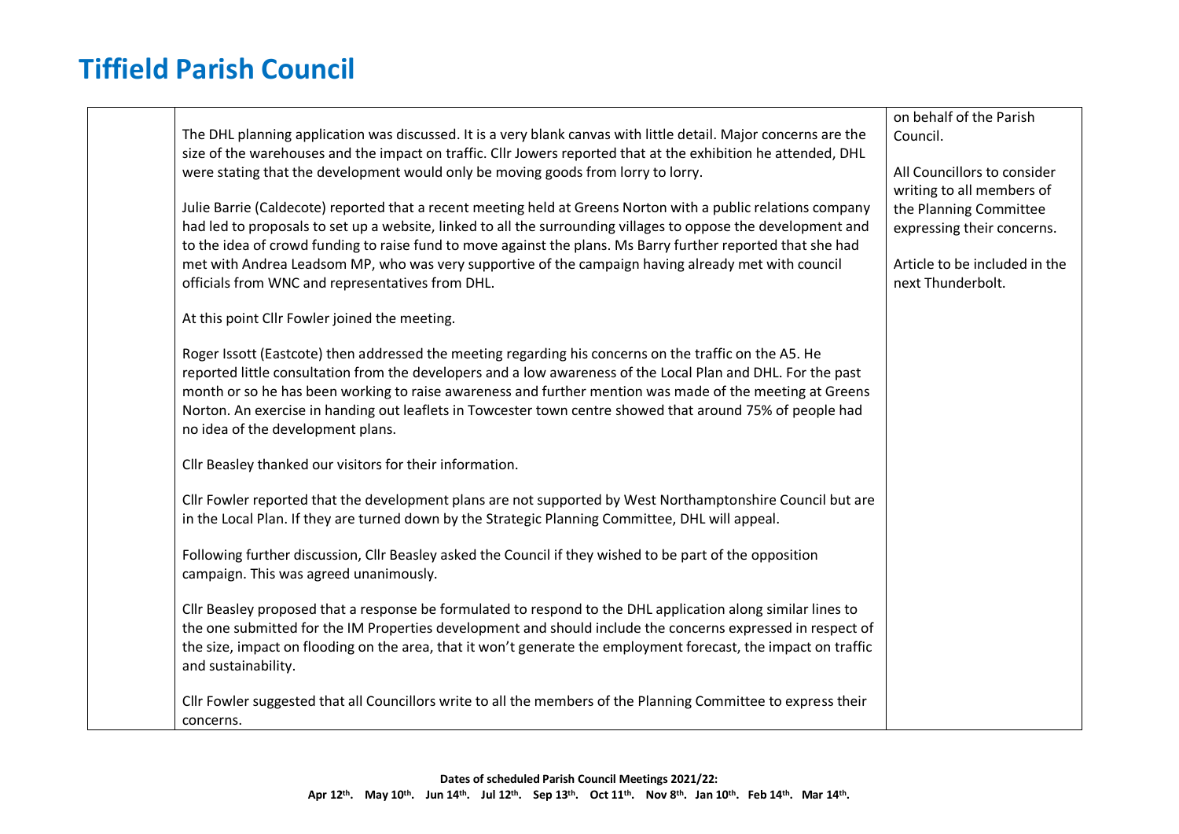# Tiffield Parish Council

| | | |
|---|---|---|
| | The DHL planning application was discussed. It is a very blank canvas with little detail. Major concerns are the size of the warehouses and the impact on traffic. Cllr Jowers reported that at the exhibition he attended, DHL were stating that the development would only be moving goods from lorry to lorry.<br><br>Julie Barrie (Caldecote) reported that a recent meeting held at Greens Norton with a public relations company had led to proposals to set up a website, linked to all the surrounding villages to oppose the development and to the idea of crowd funding to raise fund to move against the plans. Ms Barry further reported that she had met with Andrea Leadsom MP, who was very supportive of the campaign having already met with council officials from WNC and representatives from DHL.<br><br>At this point Cllr Fowler joined the meeting.<br><br>Roger Issott (Eastcote) then addressed the meeting regarding his concerns on the traffic on the A5. He reported little consultation from the developers and a low awareness of the Local Plan and DHL. For the past month or so he has been working to raise awareness and further mention was made of the meeting at Greens Norton. An exercise in handing out leaflets in Towcester town centre showed that around 75% of people had no idea of the development plans.<br><br>Cllr Beasley thanked our visitors for their information.<br><br>Cllr Fowler reported that the development plans are not supported by West Northamptonshire Council but are in the Local Plan. If they are turned down by the Strategic Planning Committee, DHL will appeal.<br><br>Following further discussion, Cllr Beasley asked the Council if they wished to be part of the opposition campaign. This was agreed unanimously.<br><br>Cllr Beasley proposed that a response be formulated to respond to the DHL application along similar lines to the one submitted for the IM Properties development and should include the concerns expressed in respect of the size, impact on flooding on the area, that it won't generate the employment forecast, the impact on traffic and sustainability.<br><br>Cllr Fowler suggested that all Councillors write to all the members of the Planning Committee to express their concerns. | on behalf of the Parish Council.<br><br>All Councillors to consider writing to all members of the Planning Committee expressing their concerns.<br><br>Article to be included in the next Thunderbolt. |

**Dates of scheduled Parish Council Meetings 2021/22:**
**Apr 12th. May 10th. Jun 14th. Jul 12th. Sep 13th. Oct 11th. Nov 8th. Jan 10th. Feb 14th. Mar 14th.**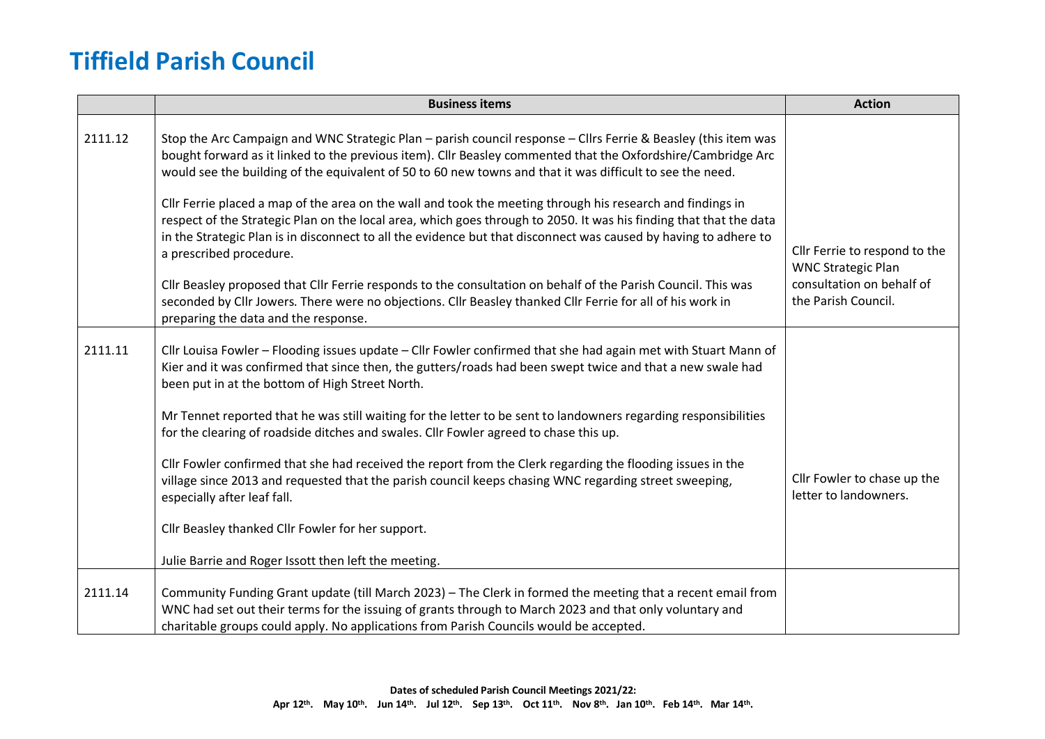# Tiffield Parish Council

| | Business items | Action |
|---|---|---|
| 2111.12 | Stop the Arc Campaign and WNC Strategic Plan – parish council response – Cllrs Ferrie & Beasley (this item was bought forward as it linked to the previous item). Cllr Beasley commented that the Oxfordshire/Cambridge Arc would see the building of the equivalent of 50 to 60 new towns and that it was difficult to see the need.<br><br>Cllr Ferrie placed a map of the area on the wall and took the meeting through his research and findings in respect of the Strategic Plan on the local area, which goes through to 2050. It was his finding that that the data in the Strategic Plan is in disconnect to all the evidence but that disconnect was caused by having to adhere to a prescribed procedure.<br><br>Cllr Beasley proposed that Cllr Ferrie responds to the consultation on behalf of the Parish Council. This was seconded by Cllr Jowers. There were no objections. Cllr Beasley thanked Cllr Ferrie for all of his work in preparing the data and the response. | Cllr Ferrie to respond to the WNC Strategic Plan consultation on behalf of the Parish Council. |
| 2111.11 | Cllr Louisa Fowler – Flooding issues update – Cllr Fowler confirmed that she had again met with Stuart Mann of Kier and it was confirmed that since then, the gutters/roads had been swept twice and that a new swale had been put in at the bottom of High Street North.<br><br>Mr Tennet reported that he was still waiting for the letter to be sent to landowners regarding responsibilities for the clearing of roadside ditches and swales. Cllr Fowler agreed to chase this up.<br><br>Cllr Fowler confirmed that she had received the report from the Clerk regarding the flooding issues in the village since 2013 and requested that the parish council keeps chasing WNC regarding street sweeping, especially after leaf fall.<br><br>Cllr Beasley thanked Cllr Fowler for her support.<br><br>Julie Barrie and Roger Issott then left the meeting. | Cllr Fowler to chase up the letter to landowners. |
| 2111.14 | Community Funding Grant update (till March 2023) – The Clerk in formed the meeting that a recent email from WNC had set out their terms for the issuing of grants through to March 2023 and that only voluntary and charitable groups could apply. No applications from Parish Councils would be accepted. | |

**Dates of scheduled Parish Council Meetings 2021/22:**
**Apr 12th. May 10th. Jun 14th. Jul 12th. Sep 13th. Oct 11th. Nov 8th. Jan 10th. Feb 14th. Mar 14th.**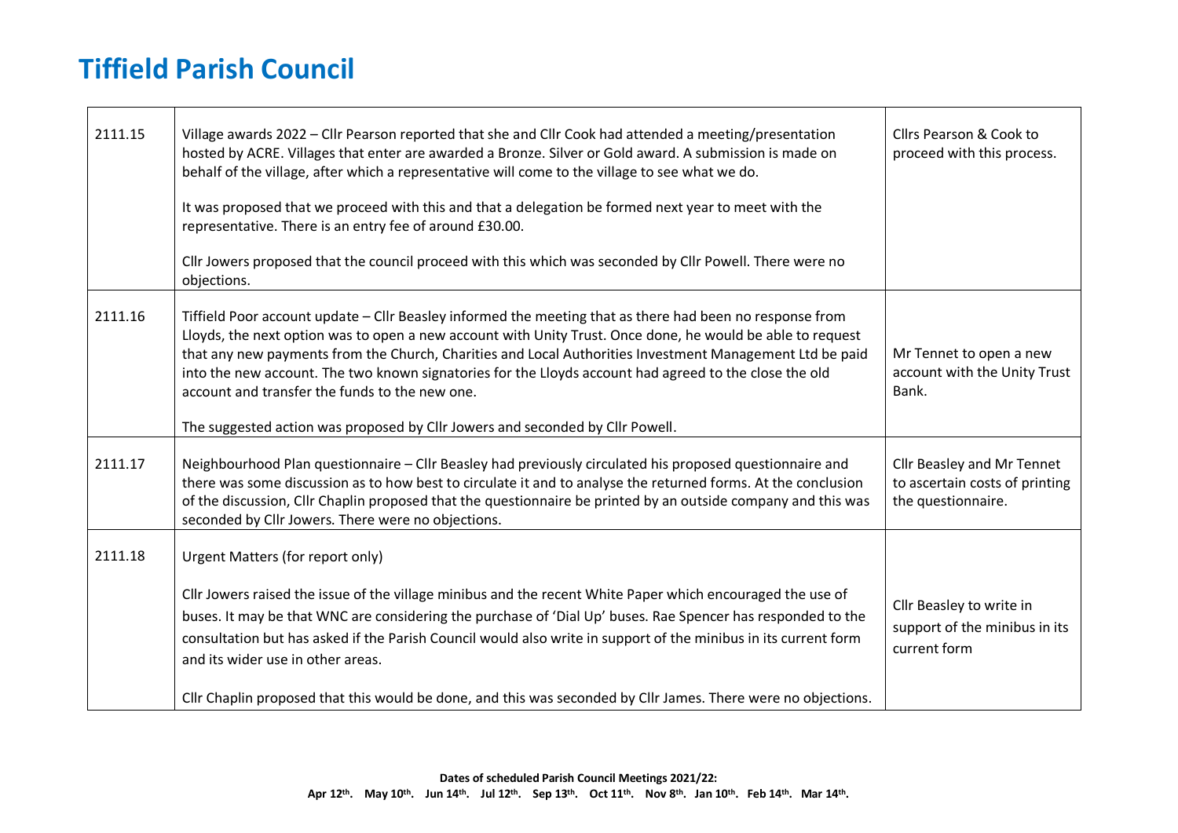# Tiffield Parish Council

| | | |
|---|---|---|
| 2111.15 | Village awards 2022 – Cllr Pearson reported that she and Cllr Cook had attended a meeting/presentation hosted by ACRE. Villages that enter are awarded a Bronze. Silver or Gold award. A submission is made on behalf of the village, after which a representative will come to the village to see what we do.<br><br>It was proposed that we proceed with this and that a delegation be formed next year to meet with the representative. There is an entry fee of around £30.00.<br><br>Cllr Jowers proposed that the council proceed with this which was seconded by Cllr Powell. There were no objections. | Cllrs Pearson & Cook to proceed with this process. |
| 2111.16 | Tiffield Poor account update – Cllr Beasley informed the meeting that as there had been no response from Lloyds, the next option was to open a new account with Unity Trust. Once done, he would be able to request that any new payments from the Church, Charities and Local Authorities Investment Management Ltd be paid into the new account. The two known signatories for the Lloyds account had agreed to the close the old account and transfer the funds to the new one.<br><br>The suggested action was proposed by Cllr Jowers and seconded by Cllr Powell. | Mr Tennet to open a new account with the Unity Trust Bank. |
| 2111.17 | Neighbourhood Plan questionnaire – Cllr Beasley had previously circulated his proposed questionnaire and there was some discussion as to how best to circulate it and to analyse the returned forms. At the conclusion of the discussion, Cllr Chaplin proposed that the questionnaire be printed by an outside company and this was seconded by Cllr Jowers. There were no objections. | Cllr Beasley and Mr Tennet to ascertain costs of printing the questionnaire. |
| 2111.18 | Urgent Matters (for report only)<br><br>Cllr Jowers raised the issue of the village minibus and the recent White Paper which encouraged the use of buses. It may be that WNC are considering the purchase of 'Dial Up' buses. Rae Spencer has responded to the consultation but has asked if the Parish Council would also write in support of the minibus in its current form and its wider use in other areas.<br><br>Cllr Chaplin proposed that this would be done, and this was seconded by Cllr James. There were no objections. | Cllr Beasley to write in support of the minibus in its current form |

**Dates of scheduled Parish Council Meetings 2021/22:**
**Apr 12th. May 10th. Jun 14th. Jul 12th. Sep 13th. Oct 11th. Nov 8th. Jan 10th. Feb 14th. Mar 14th.**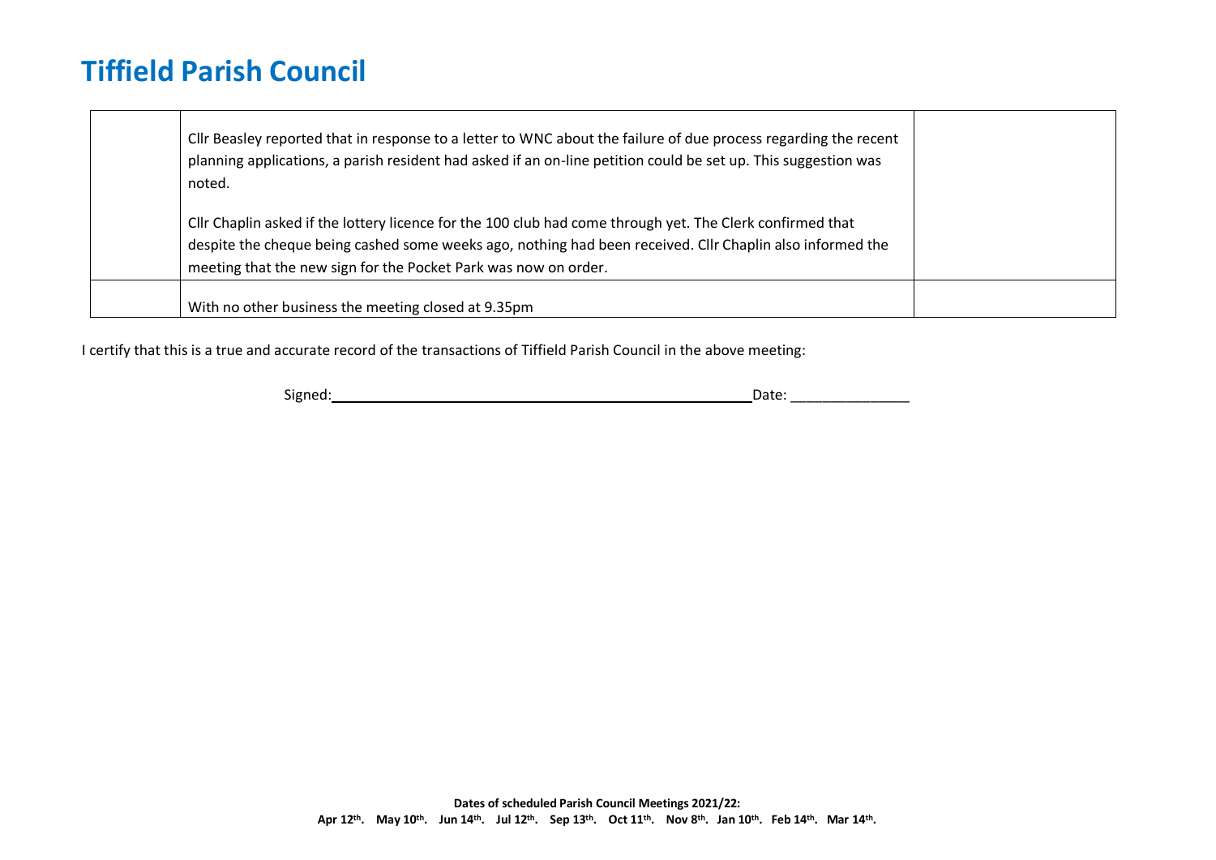# Tiffield Parish Council

| | | |
|---|---|---|
| | Cllr Beasley reported that in response to a letter to WNC about the failure of due process regarding the recent planning applications, a parish resident had asked if an on-line petition could be set up. This suggestion was noted.<br><br>Cllr Chaplin asked if the lottery licence for the 100 club had come through yet. The Clerk confirmed that despite the cheque being cashed some weeks ago, nothing had been received. Cllr Chaplin also informed the meeting that the new sign for the Pocket Park was now on order. | |
| | With no other business the meeting closed at 9.35pm | |

I certify that this is a true and accurate record of the transactions of Tiffield Parish Council in the above meeting:

Signed:\_\_\_\_\_\_\_\_\_\_\_\_\_\_\_\_\_\_\_\_\_\_\_\_\_\_\_\_\_\_\_\_\_\_\_\_\_\_\_\_\_\_\_\_\_\_ Date: \_\_\_\_\_\_\_\_\_\_\_\_\_\_\_

**Dates of scheduled Parish Council Meetings 2021/22:**

**Apr 12th. May 10th. Jun 14th. Jul 12th. Sep 13th. Oct 11th. Nov 8th. Jan 10th. Feb 14th. Mar 14th.**